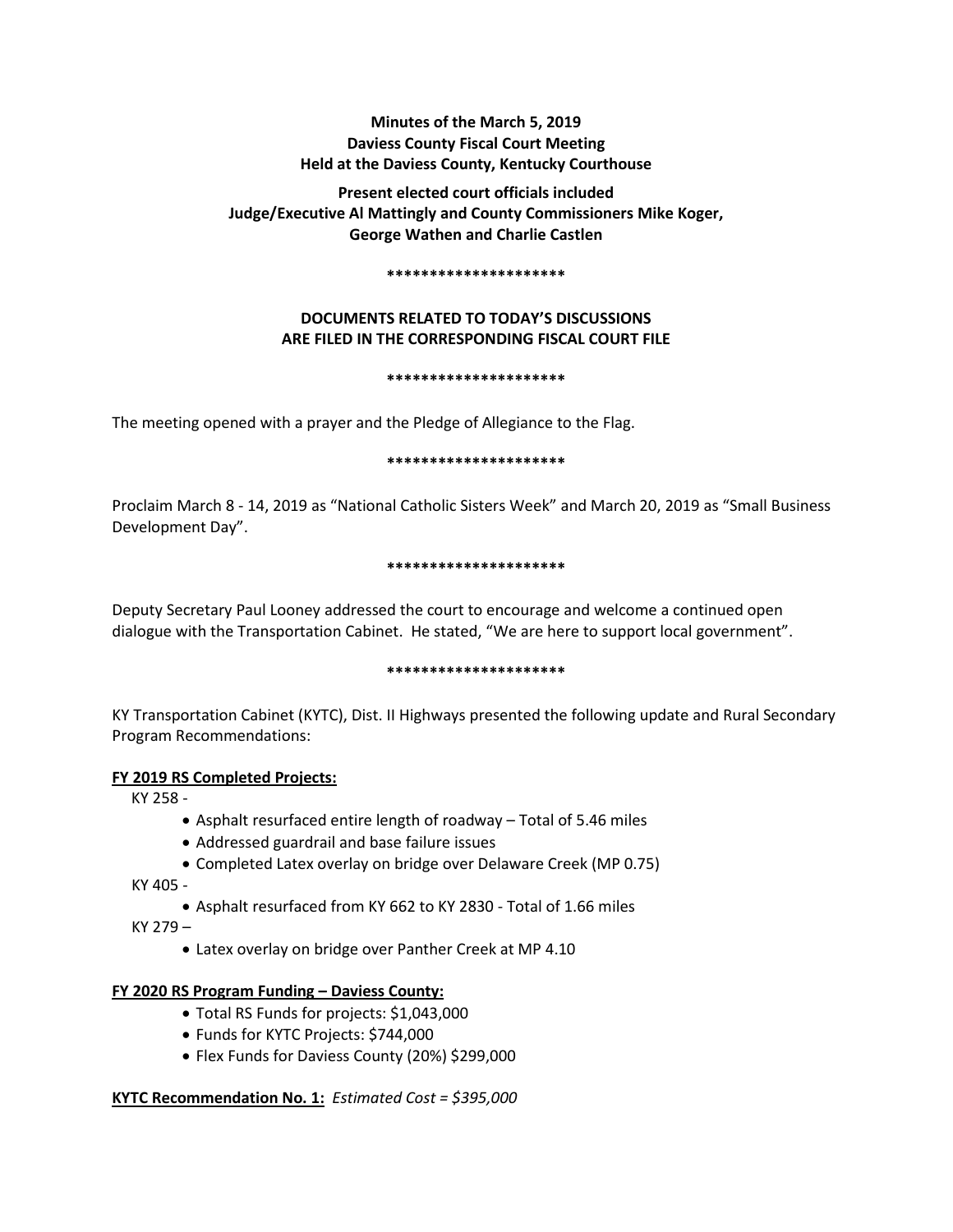**Minutes of the March 5, 2019**
**Daviess County Fiscal Court Meeting**
**Held at the Daviess County, Kentucky Courthouse**

**Present elected court officials included**
**Judge/Executive Al Mattingly and County Commissioners Mike Koger,**
**George Wathen and Charlie Castlen**

**********************

**DOCUMENTS RELATED TO TODAY'S DISCUSSIONS**
**ARE FILED IN THE CORRESPONDING FISCAL COURT FILE**

**********************

The meeting opened with a prayer and the Pledge of Allegiance to the Flag.

**********************

Proclaim March 8 - 14, 2019 as "National Catholic Sisters Week" and March 20, 2019 as "Small Business Development Day".

**********************

Deputy Secretary Paul Looney addressed the court to encourage and welcome a continued open dialogue with the Transportation Cabinet. He stated, "We are here to support local government".

**********************

KY Transportation Cabinet (KYTC), Dist. II Highways presented the following update and Rural Secondary Program Recommendations:

**FY 2019 RS Completed Projects:**

KY 258 -

- Asphalt resurfaced entire length of roadway – Total of 5.46 miles
- Addressed guardrail and base failure issues
- Completed Latex overlay on bridge over Delaware Creek (MP 0.75)

KY 405 -

- Asphalt resurfaced from KY 662 to KY 2830 - Total of 1.66 miles

KY 279 –

- Latex overlay on bridge over Panther Creek at MP 4.10

**FY 2020 RS Program Funding – Daviess County:**

- Total RS Funds for projects: $1,043,000
- Funds for KYTC Projects: $744,000
- Flex Funds for Daviess County (20%) $299,000

**KYTC Recommendation No. 1:** *Estimated Cost = $395,000*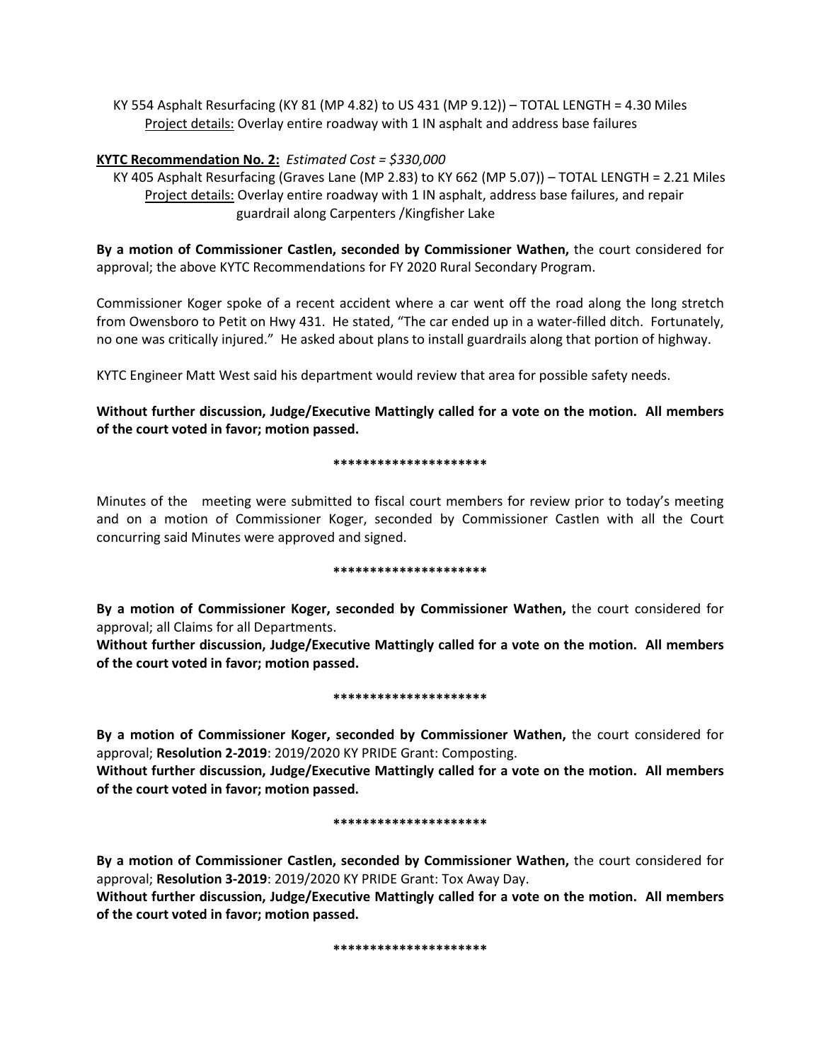KY 554 Asphalt Resurfacing (KY 81 (MP 4.82) to US 431 (MP 9.12)) – TOTAL LENGTH = 4.30 Miles
Project details: Overlay entire roadway with 1 IN asphalt and address base failures

**KYTC Recommendation No. 2:** *Estimated Cost = $330,000*

KY 405 Asphalt Resurfacing (Graves Lane (MP 2.83) to KY 662 (MP 5.07)) – TOTAL LENGTH = 2.21 Miles
Project details: Overlay entire roadway with 1 IN asphalt, address base failures, and repair guardrail along Carpenters /Kingfisher Lake

**By a motion of Commissioner Castlen, seconded by Commissioner Wathen,** the court considered for approval; the above KYTC Recommendations for FY 2020 Rural Secondary Program.

Commissioner Koger spoke of a recent accident where a car went off the road along the long stretch from Owensboro to Petit on Hwy 431. He stated, "The car ended up in a water-filled ditch. Fortunately, no one was critically injured." He asked about plans to install guardrails along that portion of highway.

KYTC Engineer Matt West said his department would review that area for possible safety needs.

**Without further discussion, Judge/Executive Mattingly called for a vote on the motion. All members of the court voted in favor; motion passed.**

**********************

Minutes of the meeting were submitted to fiscal court members for review prior to today's meeting and on a motion of Commissioner Koger, seconded by Commissioner Castlen with all the Court concurring said Minutes were approved and signed.

**********************

**By a motion of Commissioner Koger, seconded by Commissioner Wathen,** the court considered for approval; all Claims for all Departments.

**Without further discussion, Judge/Executive Mattingly called for a vote on the motion. All members of the court voted in favor; motion passed.**

**********************

**By a motion of Commissioner Koger, seconded by Commissioner Wathen,** the court considered for approval; **Resolution 2-2019**: 2019/2020 KY PRIDE Grant: Composting.

**Without further discussion, Judge/Executive Mattingly called for a vote on the motion. All members of the court voted in favor; motion passed.**

**********************

**By a motion of Commissioner Castlen, seconded by Commissioner Wathen,** the court considered for approval; **Resolution 3-2019**: 2019/2020 KY PRIDE Grant: Tox Away Day.

**Without further discussion, Judge/Executive Mattingly called for a vote on the motion. All members of the court voted in favor; motion passed.**

**********************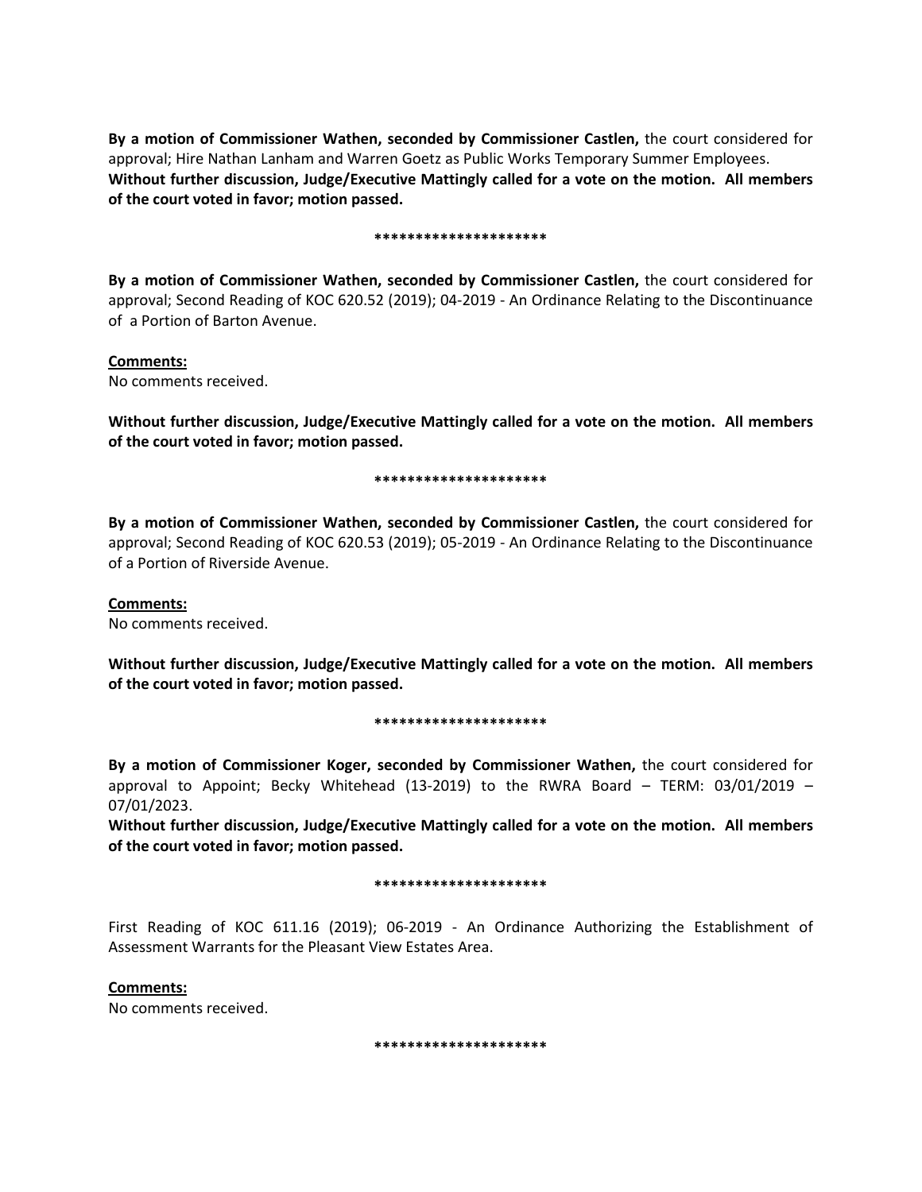**By a motion of Commissioner Wathen, seconded by Commissioner Castlen,** the court considered for approval; Hire Nathan Lanham and Warren Goetz as Public Works Temporary Summer Employees.
**Without further discussion, Judge/Executive Mattingly called for a vote on the motion. All members of the court voted in favor; motion passed.**

**********************

**By a motion of Commissioner Wathen, seconded by Commissioner Castlen,** the court considered for approval; Second Reading of KOC 620.52 (2019); 04-2019 - An Ordinance Relating to the Discontinuance of a Portion of Barton Avenue.

**Comments:**
No comments received.

**Without further discussion, Judge/Executive Mattingly called for a vote on the motion. All members of the court voted in favor; motion passed.**

**********************

**By a motion of Commissioner Wathen, seconded by Commissioner Castlen,** the court considered for approval; Second Reading of KOC 620.53 (2019); 05-2019 - An Ordinance Relating to the Discontinuance of a Portion of Riverside Avenue.

**Comments:**
No comments received.

**Without further discussion, Judge/Executive Mattingly called for a vote on the motion. All members of the court voted in favor; motion passed.**

**********************

**By a motion of Commissioner Koger, seconded by Commissioner Wathen,** the court considered for approval to Appoint; Becky Whitehead (13-2019) to the RWRA Board – TERM: 03/01/2019 – 07/01/2023.
**Without further discussion, Judge/Executive Mattingly called for a vote on the motion. All members of the court voted in favor; motion passed.**

**********************

First Reading of KOC 611.16 (2019); 06-2019 - An Ordinance Authorizing the Establishment of Assessment Warrants for the Pleasant View Estates Area.

**Comments:**
No comments received.

**********************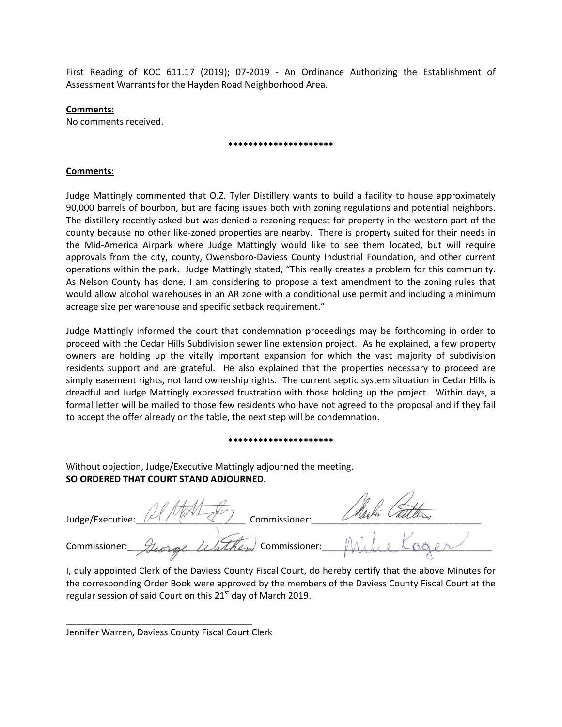First Reading of KOC 611.17 (2019); 07-2019 - An Ordinance Authorizing the Establishment of Assessment Warrants for the Hayden Road Neighborhood Area.

**Comments:**
No comments received.

*********************

**Comments:**

Judge Mattingly commented that O.Z. Tyler Distillery wants to build a facility to house approximately 90,000 barrels of bourbon, but are facing issues both with zoning regulations and potential neighbors. The distillery recently asked but was denied a rezoning request for property in the western part of the county because no other like-zoned properties are nearby. There is property suited for their needs in the Mid-America Airpark where Judge Mattingly would like to see them located, but will require approvals from the city, county, Owensboro-Daviess County Industrial Foundation, and other current operations within the park. Judge Mattingly stated, "This really creates a problem for this community. As Nelson County has done, I am considering to propose a text amendment to the zoning rules that would allow alcohol warehouses in an AR zone with a conditional use permit and including a minimum acreage size per warehouse and specific setback requirement."

Judge Mattingly informed the court that condemnation proceedings may be forthcoming in order to proceed with the Cedar Hills Subdivision sewer line extension project. As he explained, a few property owners are holding up the vitally important expansion for which the vast majority of subdivision residents support and are grateful. He also explained that the properties necessary to proceed are simply easement rights, not land ownership rights. The current septic system situation in Cedar Hills is dreadful and Judge Mattingly expressed frustration with those holding up the project. Within days, a formal letter will be mailed to those few residents who have not agreed to the proposal and if they fail to accept the offer already on the table, the next step will be condemnation.

*********************

Without objection, Judge/Executive Mattingly adjourned the meeting.
**SO ORDERED THAT COURT STAND ADJOURNED.**

Judge/Executive:\_\_\_\_\_\_\_\_\_\_\_\_\_\_\_\_\_\_\_\_ Commissioner:\_\_\_\_\_\_\_\_\_\_\_\_\_\_\_\_\_\_\_\_

Commissioner: George Wathen Commissioner: Mike Koger

I, duly appointed Clerk of the Daviess County Fiscal Court, do hereby certify that the above Minutes for the corresponding Order Book were approved by the members of the Daviess County Fiscal Court at the regular session of said Court on this 21st day of March 2019.

\_\_\_\_\_\_\_\_\_\_\_\_\_\_\_\_\_\_\_\_\_\_\_\_\_\_\_\_\_\_\_\_\_\_\_\_
Jennifer Warren, Daviess County Fiscal Court Clerk